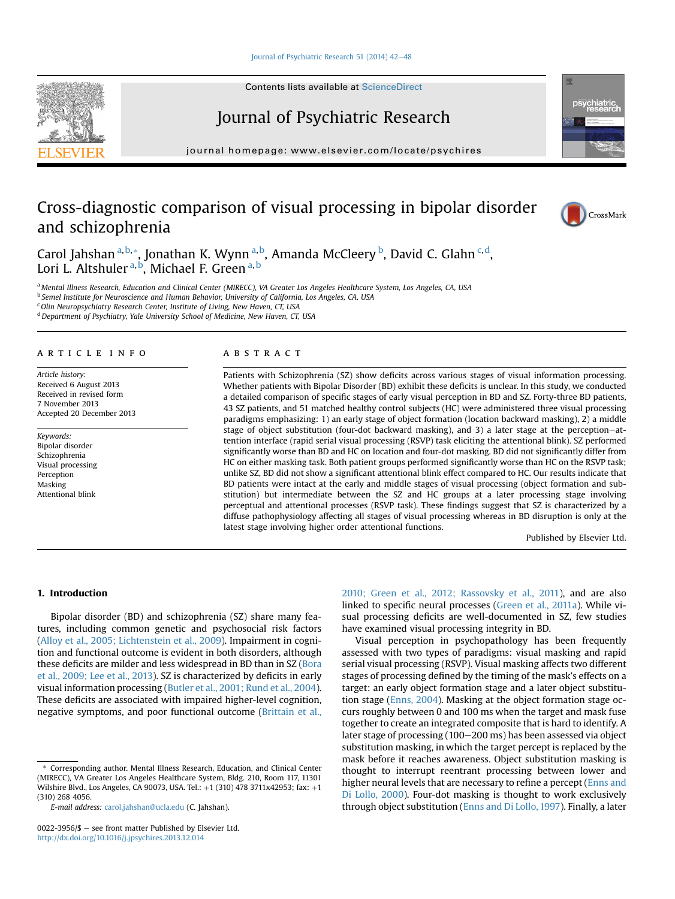# Cross-diagnostic comparison of visual processing in bipolar disorder and schizophrenia

Carol Jahshan [a,b,*], Jonathan K. Wynn [a,b], Amanda McCleery [b], David C. Glahn [c,d], Lori L. Altshuler [a,b], Michael F. Green [a,b]

[a] Mental Illness Research, Education and Clinical Center (MIRECC), VA Greater Los Angeles Healthcare System, Los Angeles, CA, USA
[b] Semel Institute for Neuroscience and Human Behavior, University of California, Los Angeles, CA, USA
[c] Olin Neuropsychiatry Research Center, Institute of Living, New Haven, CT, USA
[d] Department of Psychiatry, Yale University School of Medicine, New Haven, CT, USA

## ARTICLE INFO

*Article history:*
Received 6 August 2013
Received in revised form
7 November 2013
Accepted 20 December 2013

*Keywords:*
Bipolar disorder
Schizophrenia
Visual processing
Perception
Masking
Attentional blink

## ABSTRACT

Patients with Schizophrenia (SZ) show deficits across various stages of visual information processing. Whether patients with Bipolar Disorder (BD) exhibit these deficits is unclear. In this study, we conducted a detailed comparison of specific stages of early visual perception in BD and SZ. Forty-three BD patients, 43 SZ patients, and 51 matched healthy control subjects (HC) were administered three visual processing paradigms emphasizing: 1) an early stage of object formation (location backward masking), 2) a middle stage of object substitution (four-dot backward masking), and 3) a later stage at the perception–attention interface (rapid serial visual processing (RSVP) task eliciting the attentional blink). SZ performed significantly worse than BD and HC on location and four-dot masking. BD did not significantly differ from HC on either masking task. Both patient groups performed significantly worse than HC on the RSVP task; unlike SZ, BD did not show a significant attentional blink effect compared to HC. Our results indicate that BD patients were intact at the early and middle stages of visual processing (object formation and substitution) but intermediate between the SZ and HC groups at a later processing stage involving perceptual and attentional processes (RSVP task). These findings suggest that SZ is characterized by a diffuse pathophysiology affecting all stages of visual processing whereas in BD disruption is only at the latest stage involving higher order attentional functions.

Published by Elsevier Ltd.

## 1. Introduction

Bipolar disorder (BD) and schizophrenia (SZ) share many features, including common genetic and psychosocial risk factors (Alloy et al., 2005; Lichtenstein et al., 2009). Impairment in cognition and functional outcome is evident in both disorders, although these deficits are milder and less widespread in BD than in SZ (Bora et al., 2009; Lee et al., 2013). SZ is characterized by deficits in early visual information processing (Butler et al., 2001; Rund et al., 2004). These deficits are associated with impaired higher-level cognition, negative symptoms, and poor functional outcome (Brittain et al., 2010; Green et al., 2012; Rassovsky et al., 2011), and are also linked to specific neural processes (Green et al., 2011a). While visual processing deficits are well-documented in SZ, few studies have examined visual processing integrity in BD.

Visual perception in psychopathology has been frequently assessed with two types of paradigms: visual masking and rapid serial visual processing (RSVP). Visual masking affects two different stages of processing defined by the timing of the mask's effects on a target: an early object formation stage and a later object substitution stage (Enns, 2004). Masking at the object formation stage occurs roughly between 0 and 100 ms when the target and mask fuse together to create an integrated composite that is hard to identify. A later stage of processing (100–200 ms) has been assessed via object substitution masking, in which the target percept is replaced by the mask before it reaches awareness. Object substitution masking is thought to interrupt reentrant processing between lower and higher neural levels that are necessary to refine a percept (Enns and Di Lollo, 2000). Four-dot masking is thought to work exclusively through object substitution (Enns and Di Lollo, 1997). Finally, a later

* Corresponding author. Mental Illness Research, Education, and Clinical Center (MIRECC), VA Greater Los Angeles Healthcare System, Bldg. 210, Room 117, 11301 Wilshire Blvd., Los Angeles, CA 90073, USA. Tel.: +1 (310) 478 3711x42953; fax: +1 (310) 268 4056.

E-mail address: carol.jahshan@ucla.edu (C. Jahshan).

0022-3956/$ – see front matter Published by Elsevier Ltd.
http://dx.doi.org/10.1016/j.jpsychires.2013.12.014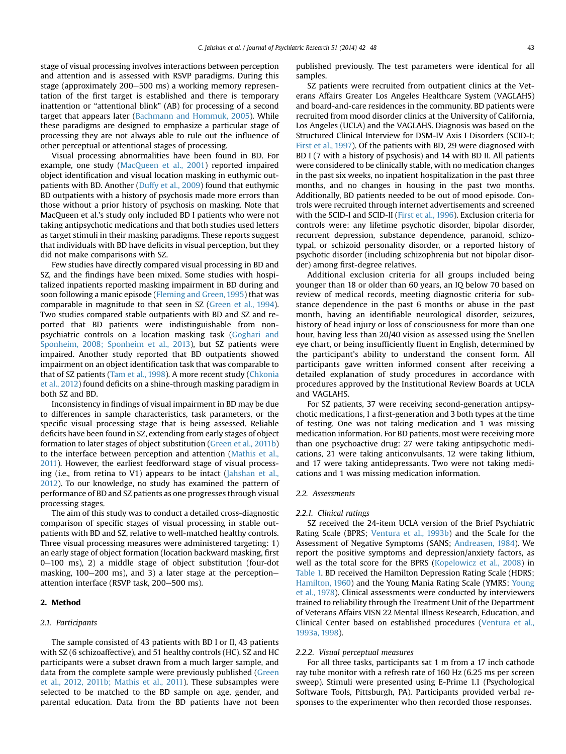stage of visual processing involves interactions between perception and attention and is assessed with RSVP paradigms. During this stage (approximately 200–500 ms) a working memory representation of the first target is established and there is temporary inattention or "attentional blink" (AB) for processing of a second target that appears later (Bachmann and Hommuk, 2005). While these paradigms are designed to emphasize a particular stage of processing they are not always able to rule out the influence of other perceptual or attentional stages of processing.

Visual processing abnormalities have been found in BD. For example, one study (MacQueen et al., 2001) reported impaired object identification and visual location masking in euthymic outpatients with BD. Another (Duffy et al., 2009) found that euthymic BD outpatients with a history of psychosis made more errors than those without a prior history of psychosis on masking. Note that MacQueen et al.'s study only included BD I patients who were not taking antipsychotic medications and that both studies used letters as target stimuli in their masking paradigms. These reports suggest that individuals with BD have deficits in visual perception, but they did not make comparisons with SZ.

Few studies have directly compared visual processing in BD and SZ, and the findings have been mixed. Some studies with hospitalized inpatients reported masking impairment in BD during and soon following a manic episode (Fleming and Green, 1995) that was comparable in magnitude to that seen in SZ (Green et al., 1994). Two studies compared stable outpatients with BD and SZ and reported that BD patients were indistinguishable from nonpsychiatric controls on a location masking task (Goghari and Sponheim, 2008; Sponheim et al., 2013), but SZ patients were impaired. Another study reported that BD outpatients showed impairment on an object identification task that was comparable to that of SZ patients (Tam et al., 1998). A more recent study (Chkonia et al., 2012) found deficits on a shine-through masking paradigm in both SZ and BD.

Inconsistency in findings of visual impairment in BD may be due to differences in sample characteristics, task parameters, or the specific visual processing stage that is being assessed. Reliable deficits have been found in SZ, extending from early stages of object formation to later stages of object substitution (Green et al., 2011b) to the interface between perception and attention (Mathis et al., 2011). However, the earliest feedforward stage of visual processing (i.e., from retina to V1) appears to be intact (Jahshan et al., 2012). To our knowledge, no study has examined the pattern of performance of BD and SZ patients as one progresses through visual processing stages.

The aim of this study was to conduct a detailed cross-diagnostic comparison of specific stages of visual processing in stable outpatients with BD and SZ, relative to well-matched healthy controls. Three visual processing measures were administered targeting: 1) an early stage of object formation (location backward masking, first 0–100 ms), 2) a middle stage of object substitution (four-dot masking, 100–200 ms), and 3) a later stage at the perception–attention interface (RSVP task, 200–500 ms).

## 2. Method

### 2.1. Participants

The sample consisted of 43 patients with BD I or II, 43 patients with SZ (6 schizoaffective), and 51 healthy controls (HC). SZ and HC participants were a subset drawn from a much larger sample, and data from the complete sample were previously published (Green et al., 2012, 2011b; Mathis et al., 2011). These subsamples were selected to be matched to the BD sample on age, gender, and parental education. Data from the BD patients have not been published previously. The test parameters were identical for all samples.

SZ patients were recruited from outpatient clinics at the Veterans Affairs Greater Los Angeles Healthcare System (VAGLAHS) and board-and-care residences in the community. BD patients were recruited from mood disorder clinics at the University of California, Los Angeles (UCLA) and the VAGLAHS. Diagnosis was based on the Structured Clinical Interview for DSM-IV Axis I Disorders (SCID-I; First et al., 1997). Of the patients with BD, 29 were diagnosed with BD I (7 with a history of psychosis) and 14 with BD II. All patients were considered to be clinically stable, with no medication changes in the past six weeks, no inpatient hospitalization in the past three months, and no changes in housing in the past two months. Additionally, BD patients needed to be out of mood episode. Controls were recruited through internet advertisements and screened with the SCID-I and SCID-II (First et al., 1996). Exclusion criteria for controls were: any lifetime psychotic disorder, bipolar disorder, recurrent depression, substance dependence, paranoid, schizotypal, or schizoid personality disorder, or a reported history of psychotic disorder (including schizophrenia but not bipolar disorder) among first-degree relatives.

Additional exclusion criteria for all groups included being younger than 18 or older than 60 years, an IQ below 70 based on review of medical records, meeting diagnostic criteria for substance dependence in the past 6 months or abuse in the past month, having an identifiable neurological disorder, seizures, history of head injury or loss of consciousness for more than one hour, having less than 20/40 vision as assessed using the Snellen eye chart, or being insufficiently fluent in English, determined by the participant's ability to understand the consent form. All participants gave written informed consent after receiving a detailed explanation of study procedures in accordance with procedures approved by the Institutional Review Boards at UCLA and VAGLAHS.

For SZ patients, 37 were receiving second-generation antipsychotic medications, 1 a first-generation and 3 both types at the time of testing. One was not taking medication and 1 was missing medication information. For BD patients, most were receiving more than one psychoactive drug: 27 were taking antipsychotic medications, 21 were taking anticonvulsants, 12 were taking lithium, and 17 were taking antidepressants. Two were not taking medications and 1 was missing medication information.

### 2.2. Assessments

#### 2.2.1. Clinical ratings

SZ received the 24-item UCLA version of the Brief Psychiatric Rating Scale (BPRS; Ventura et al., 1993b) and the Scale for the Assessment of Negative Symptoms (SANS; Andreasen, 1984). We report the positive symptoms and depression/anxiety factors, as well as the total score for the BPRS (Kopelowicz et al., 2008) in Table 1. BD received the Hamilton Depression Rating Scale (HDRS; Hamilton, 1960) and the Young Mania Rating Scale (YMRS; Young et al., 1978). Clinical assessments were conducted by interviewers trained to reliability through the Treatment Unit of the Department of Veterans Affairs VISN 22 Mental Illness Research, Education, and Clinical Center based on established procedures (Ventura et al., 1993a, 1998).

#### 2.2.2. Visual perceptual measures

For all three tasks, participants sat 1 m from a 17 inch cathode ray tube monitor with a refresh rate of 160 Hz (6.25 ms per screen sweep). Stimuli were presented using E-Prime 1.1 (Psychological Software Tools, Pittsburgh, PA). Participants provided verbal responses to the experimenter who then recorded those responses.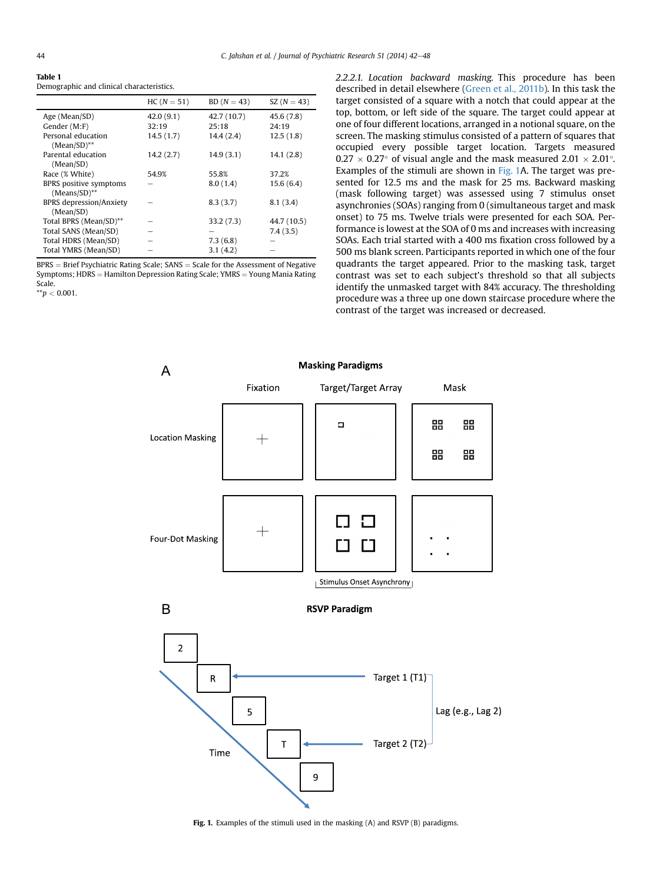**Table 1**
Demographic and clinical characteristics.

| | HC ($N = 51$) | BD ($N = 43$) | SZ ($N = 43$) |
|---|---|---|---|
| Age (Mean/SD) | 42.0 (9.1) | 42.7 (10.7) | 45.6 (7.8) |
| Gender (M:F) | 32:19 | 25:18 | 24:19 |
| Personal education (Mean/SD)** | 14.5 (1.7) | 14.4 (2.4) | 12.5 (1.8) |
| Parental education (Mean/SD) | 14.2 (2.7) | 14.9 (3.1) | 14.1 (2.8) |
| Race (% White) | 54.9% | 55.8% | 37.2% |
| BPRS positive symptoms (Means/SD)** | – | 8.0 (1.4) | 15.6 (6.4) |
| BPRS depression/Anxiety (Mean/SD) | – | 8.3 (3.7) | 8.1 (3.4) |
| Total BPRS (Mean/SD)** | – | 33.2 (7.3) | 44.7 (10.5) |
| Total SANS (Mean/SD) | – | – | 7.4 (3.5) |
| Total HDRS (Mean/SD) | – | 7.3 (6.8) | – |
| Total YMRS (Mean/SD) | – | 3.1 (4.2) | – |

BPRS = Brief Psychiatric Rating Scale; SANS = Scale for the Assessment of Negative Symptoms; HDRS = Hamilton Depression Rating Scale; YMRS = Young Mania Rating Scale.
**$p < 0.001$.

*2.2.2.1. Location backward masking.* This procedure has been described in detail elsewhere (Green et al., 2011b). In this task the target consisted of a square with a notch that could appear at the top, bottom, or left side of the square. The target could appear at one of four different locations, arranged in a notional square, on the screen. The masking stimulus consisted of a pattern of squares that occupied every possible target location. Targets measured $0.27 \times 0.27°$ of visual angle and the mask measured $2.01 \times 2.01°$. Examples of the stimuli are shown in Fig. 1A. The target was presented for 12.5 ms and the mask for 25 ms. Backward masking (mask following target) was assessed using 7 stimulus onset asynchronies (SOAs) ranging from 0 (simultaneous target and mask onset) to 75 ms. Twelve trials were presented for each SOA. Performance is lowest at the SOA of 0 ms and increases with increasing SOAs. Each trial started with a 400 ms fixation cross followed by a 500 ms blank screen. Participants reported in which one of the four quadrants the target appeared. Prior to the masking task, target contrast was set to each subject's threshold so that all subjects identify the unmasked target with 84% accuracy. The thresholding procedure was a three up one down staircase procedure where the contrast of the target was increased or decreased.

**Fig. 1.** Examples of the stimuli used in the masking (A) and RSVP (B) paradigms.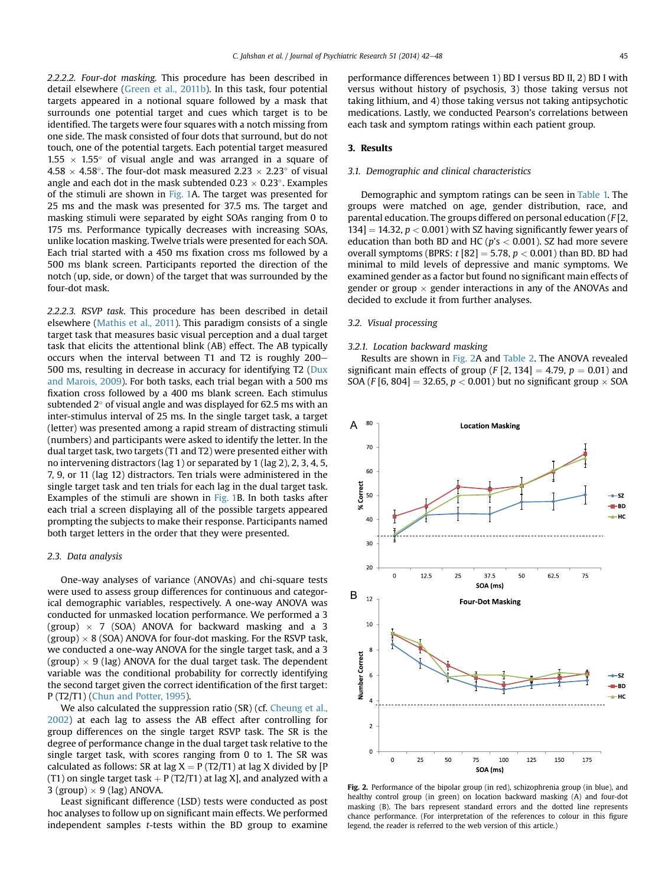*2.2.2.2. Four-dot masking.* This procedure has been described in detail elsewhere (Green et al., 2011b). In this task, four potential targets appeared in a notional square followed by a mask that surrounds one potential target and cues which target is to be identified. The targets were four squares with a notch missing from one side. The mask consisted of four dots that surround, but do not touch, one of the potential targets. Each potential target measured $1.55 \times 1.55°$ of visual angle and was arranged in a square of $4.58 \times 4.58°$. The four-dot mask measured $2.23 \times 2.23°$ of visual angle and each dot in the mask subtended $0.23 \times 0.23°$. Examples of the stimuli are shown in Fig. 1A. The target was presented for 25 ms and the mask was presented for 37.5 ms. The target and masking stimuli were separated by eight SOAs ranging from 0 to 175 ms. Performance typically decreases with increasing SOAs, unlike location masking. Twelve trials were presented for each SOA. Each trial started with a 450 ms fixation cross ms followed by a 500 ms blank screen. Participants reported the direction of the notch (up, side, or down) of the target that was surrounded by the four-dot mask.

*2.2.2.3. RSVP task.* This procedure has been described in detail elsewhere (Mathis et al., 2011). This paradigm consists of a single target task that measures basic visual perception and a dual target task that elicits the attentional blink (AB) effect. The AB typically occurs when the interval between T1 and T2 is roughly 200–500 ms, resulting in decrease in accuracy for identifying T2 (Dux and Marois, 2009). For both tasks, each trial began with a 500 ms fixation cross followed by a 400 ms blank screen. Each stimulus subtended 2° of visual angle and was displayed for 62.5 ms with an inter-stimulus interval of 25 ms. In the single target task, a target (letter) was presented among a rapid stream of distracting stimuli (numbers) and participants were asked to identify the letter. In the dual target task, two targets (T1 and T2) were presented either with no intervening distractors (lag 1) or separated by 1 (lag 2), 2, 3, 4, 5, 7, 9, or 11 (lag 12) distractors. Ten trials were administered in the single target task and ten trials for each lag in the dual target task. Examples of the stimuli are shown in Fig. 1B. In both tasks after each trial a screen displaying all of the possible targets appeared prompting the subjects to make their response. Participants named both target letters in the order that they were presented.

### 2.3. Data analysis

One-way analyses of variance (ANOVAs) and chi-square tests were used to assess group differences for continuous and categorical demographic variables, respectively. A one-way ANOVA was conducted for unmasked location performance. We performed a 3 (group) × 7 (SOA) ANOVA for backward masking and a 3 (group) × 8 (SOA) ANOVA for four-dot masking. For the RSVP task, we conducted a one-way ANOVA for the single target task, and a 3 (group) × 9 (lag) ANOVA for the dual target task. The dependent variable was the conditional probability for correctly identifying the second target given the correct identification of the first target: P (T2/T1) (Chun and Potter, 1995).

We also calculated the suppression ratio (SR) (cf. Cheung et al., 2002) at each lag to assess the AB effect after controlling for group differences on the single target RSVP task. The SR is the degree of performance change in the dual target task relative to the single target task, with scores ranging from 0 to 1. The SR was calculated as follows: SR at lag X = P (T2/T1) at lag X divided by [P (T1) on single target task + P (T2/T1) at lag X], and analyzed with a 3 (group) × 9 (lag) ANOVA.

Least significant difference (LSD) tests were conducted as post hoc analyses to follow up on significant main effects. We performed independent samples *t*-tests within the BD group to examine performance differences between 1) BD I versus BD II, 2) BD I with versus without history of psychosis, 3) those taking versus not taking lithium, and 4) those taking versus not taking antipsychotic medications. Lastly, we conducted Pearson's correlations between each task and symptom ratings within each patient group.

## 3. Results

### 3.1. Demographic and clinical characteristics

Demographic and symptom ratings can be seen in Table 1. The groups were matched on age, gender distribution, race, and parental education. The groups differed on personal education ($F$ [2, 134] = 14.32, $p < 0.001$) with SZ having significantly fewer years of education than both BD and HC ($p$'s $< 0.001$). SZ had more severe overall symptoms (BPRS: $t$ [82] = 5.78, $p < 0.001$) than BD. BD had minimal to mild levels of depressive and manic symptoms. We examined gender as a factor but found no significant main effects of gender or group × gender interactions in any of the ANOVAs and decided to exclude it from further analyses.

### 3.2. Visual processing

#### 3.2.1. Location backward masking

Results are shown in Fig. 2A and Table 2. The ANOVA revealed significant main effects of group ($F$ [2, 134] = 4.79, $p = 0.01$) and SOA ($F$ [6, 804] = 32.65, $p < 0.001$) but no significant group × SOA

**Fig. 2.** Performance of the bipolar group (in red), schizophrenia group (in blue), and healthy control group (in green) on location backward masking (A) and four-dot masking (B). The bars represent standard errors and the dotted line represents chance performance. (For interpretation of the references to colour in this figure legend, the reader is referred to the web version of this article.)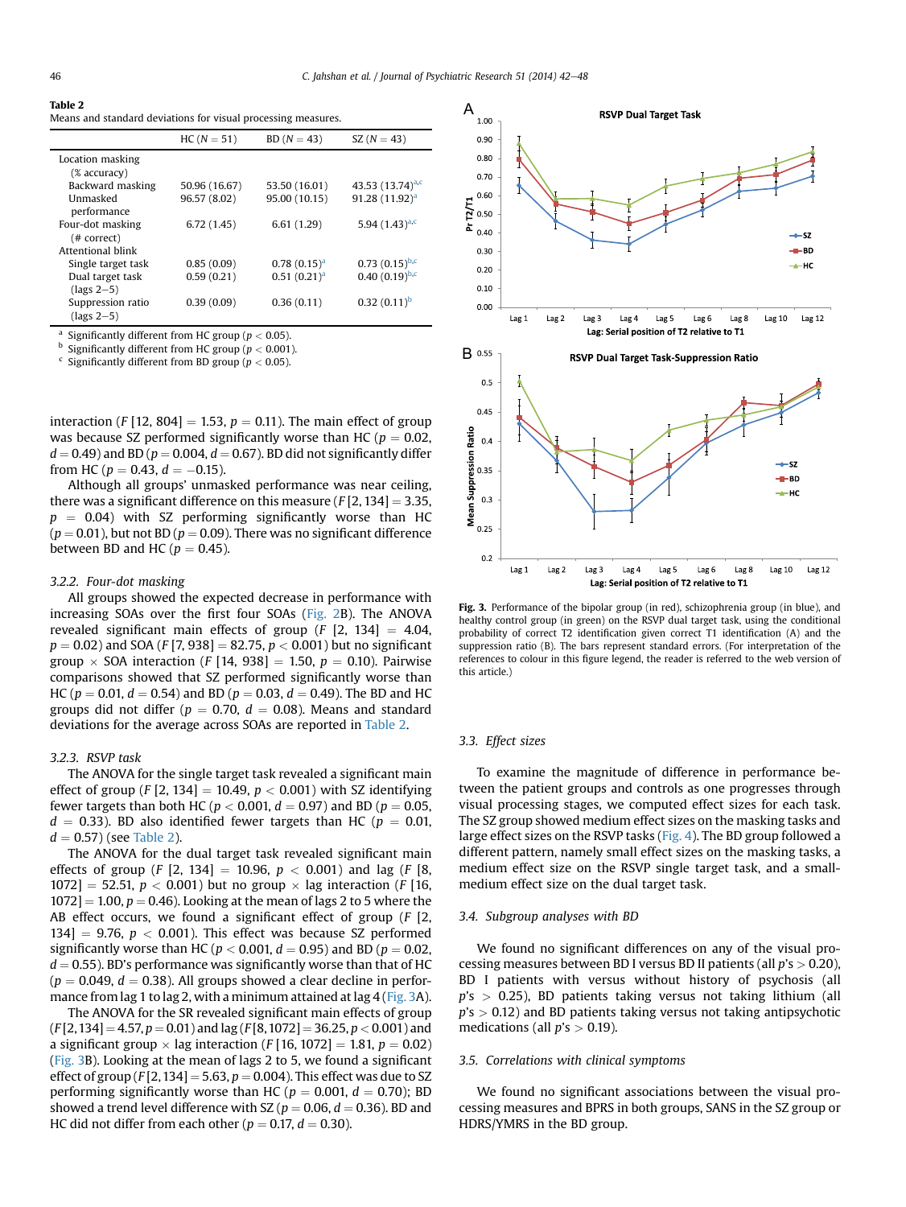**Table 2**
Means and standard deviations for visual processing measures.

| | HC (N = 51) | BD (N = 43) | SZ (N = 43) |
|---|---|---|---|
| Location masking (% accuracy) | | | |
| Backward masking | 50.96 (16.67) | 53.50 (16.01) | 43.53 (13.74)[a,c] |
| Unmasked performance | 96.57 (8.02) | 95.00 (10.15) | 91.28 (11.92)[a] |
| Four-dot masking (# correct) | 6.72 (1.45) | 6.61 (1.29) | 5.94 (1.43)[a,c] |
| Attentional blink | | | |
| Single target task | 0.85 (0.09) | 0.78 (0.15)[a] | 0.73 (0.15)[b,c] |
| Dual target task (lags 2–5) | 0.59 (0.21) | 0.51 (0.21)[a] | 0.40 (0.19)[b,c] |
| Suppression ratio (lags 2–5) | 0.39 (0.09) | 0.36 (0.11) | 0.32 (0.11)[b] |

[a] Significantly different from HC group ($p < 0.05$).
[b] Significantly different from HC group ($p < 0.001$).
[c] Significantly different from BD group ($p < 0.05$).

interaction ($F$ [12, 804] = 1.53, $p$ = 0.11). The main effect of group was because SZ performed significantly worse than HC ($p$ = 0.02, $d$ = 0.49) and BD ($p$ = 0.004, $d$ = 0.67). BD did not significantly differ from HC ($p$ = 0.43, $d$ = −0.15).

Although all groups' unmasked performance was near ceiling, there was a significant difference on this measure ($F$ [2, 134] = 3.35, $p$ = 0.04) with SZ performing significantly worse than HC ($p$ = 0.01), but not BD ($p$ = 0.09). There was no significant difference between BD and HC ($p$ = 0.45).

### 3.2.2. Four-dot masking

All groups showed the expected decrease in performance with increasing SOAs over the first four SOAs (Fig. 2B). The ANOVA revealed significant main effects of group ($F$ [2, 134] = 4.04, $p$ = 0.02) and SOA ($F$ [7, 938] = 82.75, $p$ < 0.001) but no significant group × SOA interaction ($F$ [14, 938] = 1.50, $p$ = 0.10). Pairwise comparisons showed that SZ performed significantly worse than HC ($p$ = 0.01, $d$ = 0.54) and BD ($p$ = 0.03, $d$ = 0.49). The BD and HC groups did not differ ($p$ = 0.70, $d$ = 0.08). Means and standard deviations for the average across SOAs are reported in Table 2.

### 3.2.3. RSVP task

The ANOVA for the single target task revealed a significant main effect of group ($F$ [2, 134] = 10.49, $p$ < 0.001) with SZ identifying fewer targets than both HC ($p$ < 0.001, $d$ = 0.97) and BD ($p$ = 0.05, $d$ = 0.33). BD also identified fewer targets than HC ($p$ = 0.01, $d$ = 0.57) (see Table 2).

The ANOVA for the dual target task revealed significant main effects of group ($F$ [2, 134] = 10.96, $p$ < 0.001) and lag ($F$ [8, 1072] = 52.51, $p$ < 0.001) but no group × lag interaction ($F$ [16, 1072] = 1.00, $p$ = 0.46). Looking at the mean of lags 2 to 5 where the AB effect occurs, we found a significant effect of group ($F$ [2, 134] = 9.76, $p$ < 0.001). This effect was because SZ performed significantly worse than HC ($p$ < 0.001, $d$ = 0.95) and BD ($p$ = 0.02, $d$ = 0.55). BD's performance was significantly worse than that of HC ($p$ = 0.049, $d$ = 0.38). All groups showed a clear decline in performance from lag 1 to lag 2, with a minimum attained at lag 4 (Fig. 3A).

The ANOVA for the SR revealed significant main effects of group ($F$[2,134] = 4.57, $p$ = 0.01) and lag ($F$[8,1072] = 36.25, $p$ < 0.001) and a significant group × lag interaction ($F$ [16, 1072] = 1.81, $p$ = 0.02) (Fig. 3B). Looking at the mean of lags 2 to 5, we found a significant effect of group ($F$[2,134] = 5.63, $p$ = 0.004). This effect was due to SZ performing significantly worse than HC ($p$ = 0.001, $d$ = 0.70); BD showed a trend level difference with SZ ($p$ = 0.06, $d$ = 0.36). BD and HC did not differ from each other ($p$ = 0.17, $d$ = 0.30).

**Fig. 3.** Performance of the bipolar group (in red), schizophrenia group (in blue), and healthy control group (in green) on the RSVP dual target task, using the conditional probability of correct T2 identification given correct T1 identification (A) and the suppression ratio (B). The bars represent standard errors. (For interpretation of the references to colour in this figure legend, the reader is referred to the web version of this article.)

## 3.3. Effect sizes

To examine the magnitude of difference in performance between the patient groups and controls as one progresses through visual processing stages, we computed effect sizes for each task. The SZ group showed medium effect sizes on the masking tasks and large effect sizes on the RSVP tasks (Fig. 4). The BD group followed a different pattern, namely small effect sizes on the masking tasks, a medium effect size on the RSVP single target task, and a small-medium effect size on the dual target task.

## 3.4. Subgroup analyses with BD

We found no significant differences on any of the visual processing measures between BD I versus BD II patients (all $p$'s > 0.20), BD I patients with versus without history of psychosis (all $p$'s > 0.25), BD patients taking versus not taking lithium (all $p$'s > 0.12) and BD patients taking versus not taking antipsychotic medications (all $p$'s > 0.19).

## 3.5. Correlations with clinical symptoms

We found no significant associations between the visual processing measures and BPRS in both groups, SANS in the SZ group or HDRS/YMRS in the BD group.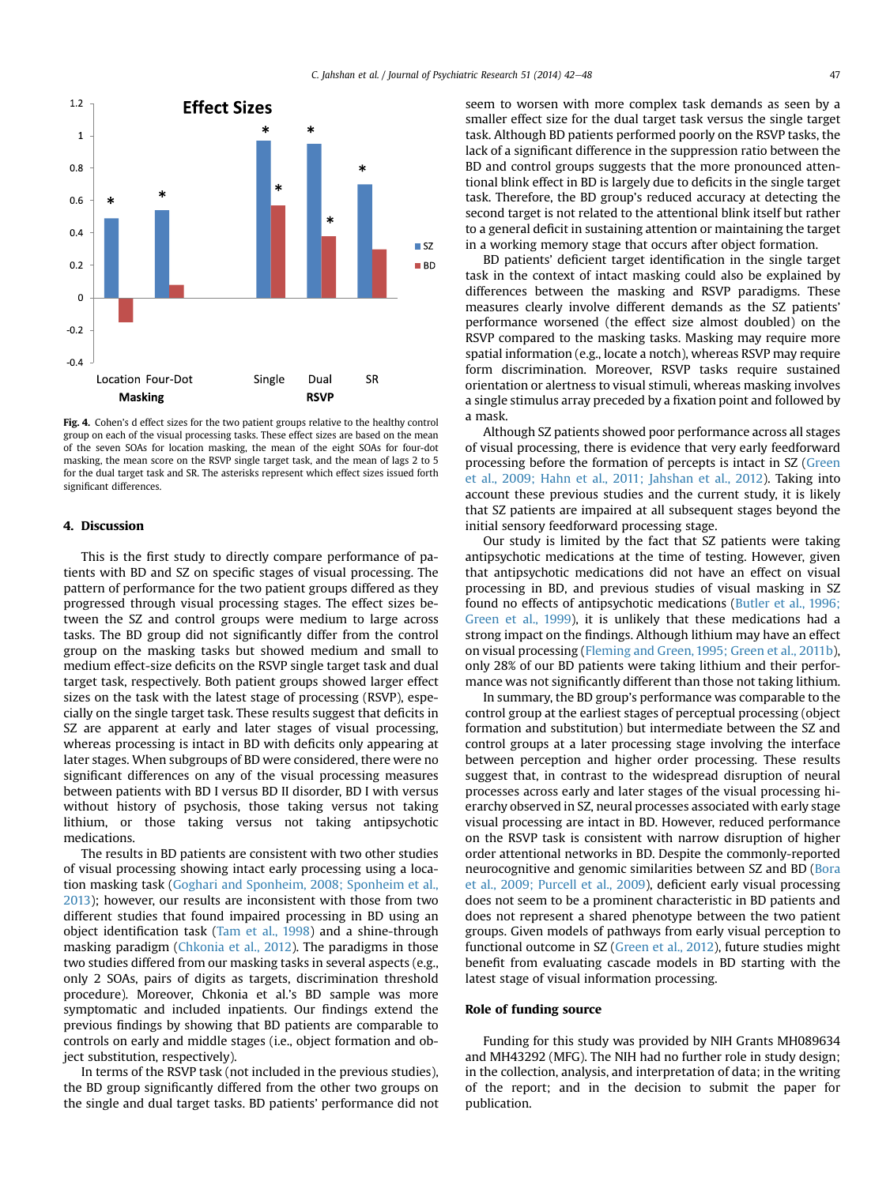Fig. 4. Cohen's d effect sizes for the two patient groups relative to the healthy control group on each of the visual processing tasks. These effect sizes are based on the mean of the seven SOAs for location masking, the mean of the eight SOAs for four-dot masking, the mean score on the RSVP single target task, and the mean of lags 2 to 5 for the dual target task and SR. The asterisks represent which effect sizes issued forth significant differences.

## 4. Discussion

This is the first study to directly compare performance of patients with BD and SZ on specific stages of visual processing. The pattern of performance for the two patient groups differed as they progressed through visual processing stages. The effect sizes between the SZ and control groups were medium to large across tasks. The BD group did not significantly differ from the control group on the masking tasks but showed medium and small to medium effect-size deficits on the RSVP single target task and dual target task, respectively. Both patient groups showed larger effect sizes on the task with the latest stage of processing (RSVP), especially on the single target task. These results suggest that deficits in SZ are apparent at early and later stages of visual processing, whereas processing is intact in BD with deficits only appearing at later stages. When subgroups of BD were considered, there were no significant differences on any of the visual processing measures between patients with BD I versus BD II disorder, BD I with versus without history of psychosis, those taking versus not taking lithium, or those taking versus not taking antipsychotic medications.

The results in BD patients are consistent with two other studies of visual processing showing intact early processing using a location masking task (Goghari and Sponheim, 2008; Sponheim et al., 2013); however, our results are inconsistent with those from two different studies that found impaired processing in BD using an object identification task (Tam et al., 1998) and a shine-through masking paradigm (Chkonia et al., 2012). The paradigms in those two studies differed from our masking tasks in several aspects (e.g., only 2 SOAs, pairs of digits as targets, discrimination threshold procedure). Moreover, Chkonia et al.'s BD sample was more symptomatic and included inpatients. Our findings extend the previous findings by showing that BD patients are comparable to controls on early and middle stages (i.e., object formation and object substitution, respectively).

In terms of the RSVP task (not included in the previous studies), the BD group significantly differed from the other two groups on the single and dual target tasks. BD patients' performance did not seem to worsen with more complex task demands as seen by a smaller effect size for the dual target task versus the single target task. Although BD patients performed poorly on the RSVP tasks, the lack of a significant difference in the suppression ratio between the BD and control groups suggests that the more pronounced attentional blink effect in BD is largely due to deficits in the single target task. Therefore, the BD group's reduced accuracy at detecting the second target is not related to the attentional blink itself but rather to a general deficit in sustaining attention or maintaining the target in a working memory stage that occurs after object formation.

BD patients' deficient target identification in the single target task in the context of intact masking could also be explained by differences between the masking and RSVP paradigms. These measures clearly involve different demands as the SZ patients' performance worsened (the effect size almost doubled) on the RSVP compared to the masking tasks. Masking may require more spatial information (e.g., locate a notch), whereas RSVP may require form discrimination. Moreover, RSVP tasks require sustained orientation or alertness to visual stimuli, whereas masking involves a single stimulus array preceded by a fixation point and followed by a mask.

Although SZ patients showed poor performance across all stages of visual processing, there is evidence that very early feedforward processing before the formation of percepts is intact in SZ (Green et al., 2009; Hahn et al., 2011; Jahshan et al., 2012). Taking into account these previous studies and the current study, it is likely that SZ patients are impaired at all subsequent stages beyond the initial sensory feedforward processing stage.

Our study is limited by the fact that SZ patients were taking antipsychotic medications at the time of testing. However, given that antipsychotic medications did not have an effect on visual processing in BD, and previous studies of visual masking in SZ found no effects of antipsychotic medications (Butler et al., 1996; Green et al., 1999), it is unlikely that these medications had a strong impact on the findings. Although lithium may have an effect on visual processing (Fleming and Green, 1995; Green et al., 2011b), only 28% of our BD patients were taking lithium and their performance was not significantly different than those not taking lithium.

In summary, the BD group's performance was comparable to the control group at the earliest stages of perceptual processing (object formation and substitution) but intermediate between the SZ and control groups at a later processing stage involving the interface between perception and higher order processing. These results suggest that, in contrast to the widespread disruption of neural processes across early and later stages of the visual processing hierarchy observed in SZ, neural processes associated with early stage visual processing are intact in BD. However, reduced performance on the RSVP task is consistent with narrow disruption of higher order attentional networks in BD. Despite the commonly-reported neurocognitive and genomic similarities between SZ and BD (Bora et al., 2009; Purcell et al., 2009), deficient early visual processing does not seem to be a prominent characteristic in BD patients and does not represent a shared phenotype between the two patient groups. Given models of pathways from early visual perception to functional outcome in SZ (Green et al., 2012), future studies might benefit from evaluating cascade models in BD starting with the latest stage of visual information processing.

## Role of funding source

Funding for this study was provided by NIH Grants MH089634 and MH43292 (MFG). The NIH had no further role in study design; in the collection, analysis, and interpretation of data; in the writing of the report; and in the decision to submit the paper for publication.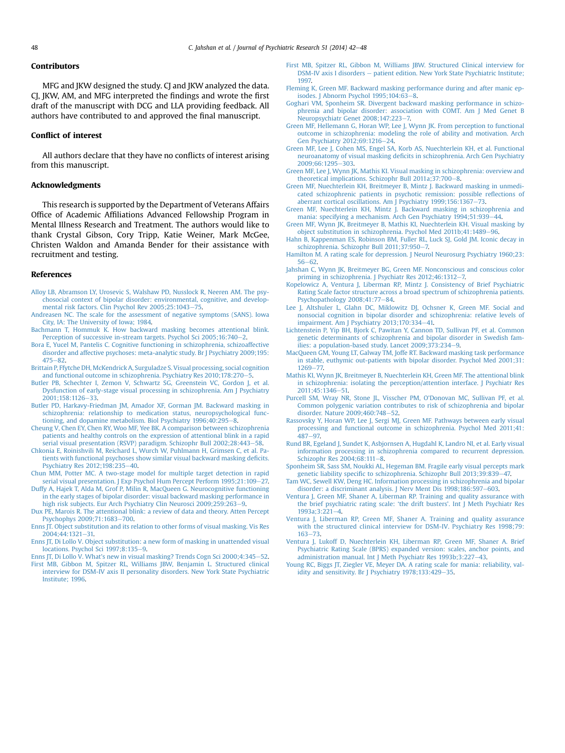## Contributors

MFG and JKW designed the study. CJ and JKW analyzed the data. CJ, JKW, AM, and MFG interpreted the findings and wrote the first draft of the manuscript with DCG and LLA providing feedback. All authors have contributed to and approved the final manuscript.

## Conflict of interest

All authors declare that they have no conflicts of interest arising from this manuscript.

## Acknowledgments

This research is supported by the Department of Veterans Affairs Office of Academic Affiliations Advanced Fellowship Program in Mental Illness Research and Treatment. The authors would like to thank Crystal Gibson, Cory Tripp, Katie Weiner, Mark McGee, Christen Waldon and Amanda Bender for their assistance with recruitment and testing.

## References

Alloy LB, Abramson LY, Urosevic S, Walshaw PD, Nusslock R, Neeren AM. The psychosocial context of bipolar disorder: environmental, cognitive, and developmental risk factors. Clin Psychol Rev 2005;25:1043–75.

Andreasen NC. The scale for the assessment of negative symptoms (SANS). Iowa City, IA: The University of Iowa; 1984.

Bachmann T, Hommuk K. How backward masking becomes attentional blink. Perception of successive in-stream targets. Psychol Sci 2005;16:740–2.

Bora E, Yucel M, Pantelis C. Cognitive functioning in schizophrenia, schizoaffective disorder and affective psychoses: meta-analytic study. Br J Psychiatry 2009;195:475–82.

Brittain P, Ffytche DH, McKendrick A, Surguladze S. Visual processing, social cognition and functional outcome in schizophrenia. Psychiatry Res 2010;178:270–5.

Butler PD, Schechter I, Zemon V, Schwartz SG, Greenstein VC, Gordon J, et al. Dysfunction of early-stage visual processing in schizophrenia. Am J Psychiatry 2001;158:1126–33.

Butler PD, Harkavy-Friedman JM, Amador XF, Gorman JM. Backward masking in schizophrenia: relationship to medication status, neuropsychological functioning, and dopamine metabolism. Biol Psychiatry 1996;40:295–8.

Cheung V, Chen EY, Chen RY, Woo MF, Yee BK. A comparison between schizophrenia patients and healthy controls on the expression of attentional blink in a rapid serial visual presentation (RSVP) paradigm. Schizophr Bull 2002;28:443–58.

Chkonia E, Roinishvili M, Reichard L, Wurch W, Puhlmann H, Grimsen C, et al. Patients with functional psychoses show similar visual backward masking deficits. Psychiatry Res 2012;198:235–40.

Chun MM, Potter MC. A two-stage model for multiple target detection in rapid serial visual presentation. J Exp Psychol Hum Percept Perform 1995;21:109–27.

Duffy A, Hajek T, Alda M, Grof P, Milin R, MacQueen G. Neurocognitive functioning in the early stages of bipolar disorder: visual backward masking performance in high risk subjects. Eur Arch Psychiatry Clin Neurosci 2009;259:263–9.

Dux PE, Marois R. The attentional blink: a review of data and theory. Atten Percept Psychophys 2009;71:1683–700.

Enns JT. Object substitution and its relation to other forms of visual masking. Vis Res 2004;44:1321–31.

Enns JT, Di Lollo V. Object substitution: a new form of masking in unattended visual locations. Psychol Sci 1997;8:135–9.

Enns JT, Di Lollo V. What's new in visual masking? Trends Cogn Sci 2000;4:345–52.

First MB, Gibbon M, Spitzer RL, Williams JBW, Benjamin L. Structured clinical interview for DSM-IV axis II personality disorders. New York State Psychiatric Institute; 1996.

First MB, Spitzer RL, Gibbon M, Williams JBW. Structured Clinical interview for DSM-IV axis I disorders – patient edition. New York State Psychiatric Institute; 1997.

Fleming K, Green MF. Backward masking performance during and after manic episodes. J Abnorm Psychol 1995;104:63–8.

Goghari VM, Sponheim SR. Divergent backward masking performance in schizophrenia and bipolar disorder: association with COMT. Am J Med Genet B Neuropsychiatr Genet 2008;147:223–7.

Green MF, Hellemann G, Horan WP, Lee J, Wynn JK. From perception to functional outcome in schizophrenia: modeling the role of ability and motivation. Arch Gen Psychiatry 2012;69:1216–24.

Green MF, Lee J, Cohen MS, Engel SA, Korb AS, Nuechterlein KH, et al. Functional neuroanatomy of visual masking deficits in schizophrenia. Arch Gen Psychiatry 2009;66:1295–303.

Green MF, Lee J, Wynn JK, Mathis KI. Visual masking in schizophrenia: overview and theoretical implications. Schizophr Bull 2011a;37:700–8.

Green MF, Nuechterlein KH, Breitmeyer B, Mintz J. Backward masking in unmedicated schizophrenic patients in psychotic remission: possible reflections of aberrant cortical oscillations. Am J Psychiatry 1999;156:1367–73.

Green MF, Nuechterlein KH, Mintz J. Backward masking in schizophrenia and mania: specifying a mechanism. Arch Gen Psychiatry 1994;51:939–44.

Green MF, Wynn JK, Breitmeyer B, Mathis KI, Nuechterlein KH. Visual masking by object substitution in schizophrenia. Psychol Med 2011b;41:1489–96.

Hahn B, Kappenman ES, Robinson BM, Fuller RL, Luck SJ, Gold JM. Iconic decay in schizophrenia. Schizophr Bull 2011;37:950–7.

Hamilton M. A rating scale for depression. J Neurol Neurosurg Psychiatry 1960;23:56–62.

Jahshan C, Wynn JK, Breitmeyer BG, Green MF. Nonconscious and conscious color priming in schizophrenia. J Psychiatr Res 2012;46:1312–7.

Kopelowicz A, Ventura J, Liberman RP, Mintz J. Consistency of Brief Psychiatric Rating Scale factor structure across a broad spectrum of schizophrenia patients. Psychopathology 2008;41:77–84.

Lee J, Altshuler L, Glahn DC, Miklowitz DJ, Ochsner K, Green MF. Social and nonsocial cognition in bipolar disorder and schizophrenia: relative levels of impairment. Am J Psychiatry 2013;170:334–41.

Lichtenstein P, Yip BH, Bjork C, Pawitan Y, Cannon TD, Sullivan PF, et al. Common genetic determinants of schizophrenia and bipolar disorder in Swedish families: a population-based study. Lancet 2009;373:234–9.

MacQueen GM, Young LT, Galway TM, Joffe RT. Backward masking task performance in stable, euthymic out-patients with bipolar disorder. Psychol Med 2001;31:1269–77.

Mathis KI, Wynn JK, Breitmeyer B, Nuechterlein KH, Green MF. The attentional blink in schizophrenia: isolating the perception/attention interface. J Psychiatr Res 2011;45:1346–51.

Purcell SM, Wray NR, Stone JL, Visscher PM, O'Donovan MC, Sullivan PF, et al. Common polygenic variation contributes to risk of schizophrenia and bipolar disorder. Nature 2009;460:748–52.

Rassovsky Y, Horan WP, Lee J, Sergi MJ, Green MF. Pathways between early visual processing and functional outcome in schizophrenia. Psychol Med 2011;41:487–97.

Rund BR, Egeland J, Sundet K, Asbjornsen A, Hugdahl K, Landro NI, et al. Early visual information processing in schizophrenia compared to recurrent depression. Schizophr Res 2004;68:111–8.

Sponheim SR, Sass SM, Noukki AL, Hegeman BM. Fragile early visual percepts mark genetic liability specific to schizophrenia. Schizophr Bull 2013;39:839–47.

Tam WC, Sewell KW, Deng HC. Information processing in schizophrenia and bipolar disorder: a discriminant analysis. J Nerv Ment Dis 1998;186:597–603.

Ventura J, Green MF, Shaner A, Liberman RP. Training and quality assurance with the brief psychiatric rating scale: 'the drift busters'. Int J Meth Psychiatr Res 1993a;3:221–4.

Ventura J, Liberman RP, Green MF, Shaner A. Training and quality assurance with the structured clinical interview for DSM-IV. Psychiatry Res 1998;79:163–73.

Ventura J, Lukoff D, Nuechterlein KH, Liberman RP, Green MF, Shaner A. Brief Psychiatric Rating Scale (BPRS) expanded version: scales, anchor points, and administration manual. Int J Meth Psychiatr Res 1993b;3:227–43.

Young RC, Biggs JT, Ziegler VE, Meyer DA. A rating scale for mania: reliability, validity and sensitivity. Br J Psychiatry 1978;133:429–35.